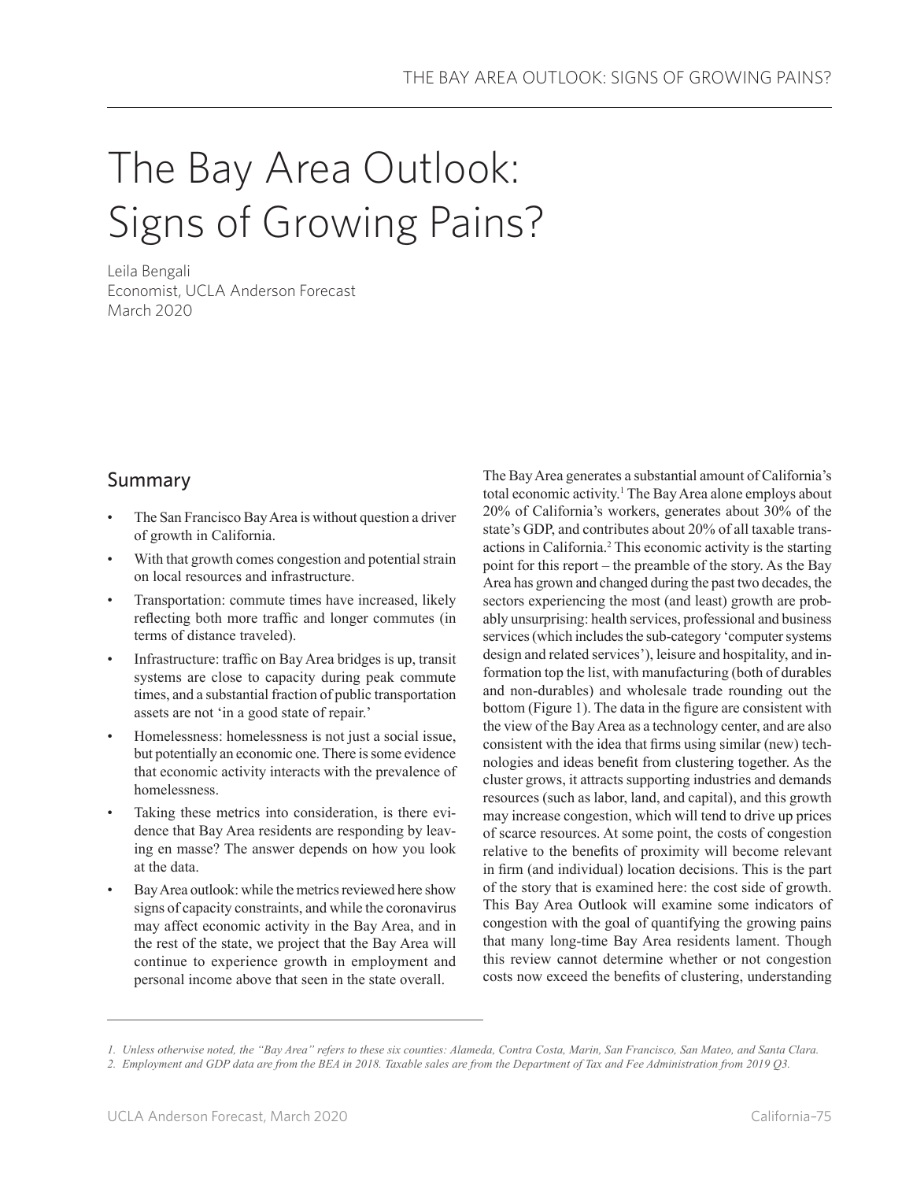# The Bay Area Outlook: Signs of Growing Pains?

Leila Bengali
Economist, UCLA Anderson Forecast
March 2020

## Summary

- The San Francisco Bay Area is without question a driver of growth in California.
- With that growth comes congestion and potential strain on local resources and infrastructure.
- Transportation: commute times have increased, likely reflecting both more traffic and longer commutes (in terms of distance traveled).
- Infrastructure: traffic on Bay Area bridges is up, transit systems are close to capacity during peak commute times, and a substantial fraction of public transportation assets are not 'in a good state of repair.'
- Homelessness: homelessness is not just a social issue, but potentially an economic one. There is some evidence that economic activity interacts with the prevalence of homelessness.
- Taking these metrics into consideration, is there evidence that Bay Area residents are responding by leaving en masse? The answer depends on how you look at the data.
- Bay Area outlook: while the metrics reviewed here show signs of capacity constraints, and while the coronavirus may affect economic activity in the Bay Area, and in the rest of the state, we project that the Bay Area will continue to experience growth in employment and personal income above that seen in the state overall.

The Bay Area generates a substantial amount of California's total economic activity.[1] The Bay Area alone employs about 20% of California's workers, generates about 30% of the state's GDP, and contributes about 20% of all taxable transactions in California.[2] This economic activity is the starting point for this report – the preamble of the story. As the Bay Area has grown and changed during the past two decades, the sectors experiencing the most (and least) growth are probably unsurprising: health services, professional and business services (which includes the sub-category 'computer systems design and related services'), leisure and hospitality, and information top the list, with manufacturing (both of durables and non-durables) and wholesale trade rounding out the bottom (Figure 1). The data in the figure are consistent with the view of the Bay Area as a technology center, and are also consistent with the idea that firms using similar (new) technologies and ideas benefit from clustering together. As the cluster grows, it attracts supporting industries and demands resources (such as labor, land, and capital), and this growth may increase congestion, which will tend to drive up prices of scarce resources. At some point, the costs of congestion relative to the benefits of proximity will become relevant in firm (and individual) location decisions. This is the part of the story that is examined here: the cost side of growth. This Bay Area Outlook will examine some indicators of congestion with the goal of quantifying the growing pains that many long-time Bay Area residents lament. Though this review cannot determine whether or not congestion costs now exceed the benefits of clustering, understanding

---

*1. Unless otherwise noted, the "Bay Area" refers to these six counties: Alameda, Contra Costa, Marin, San Francisco, San Mateo, and Santa Clara.*

*2. Employment and GDP data are from the BEA in 2018. Taxable sales are from the Department of Tax and Fee Administration from 2019 Q3.*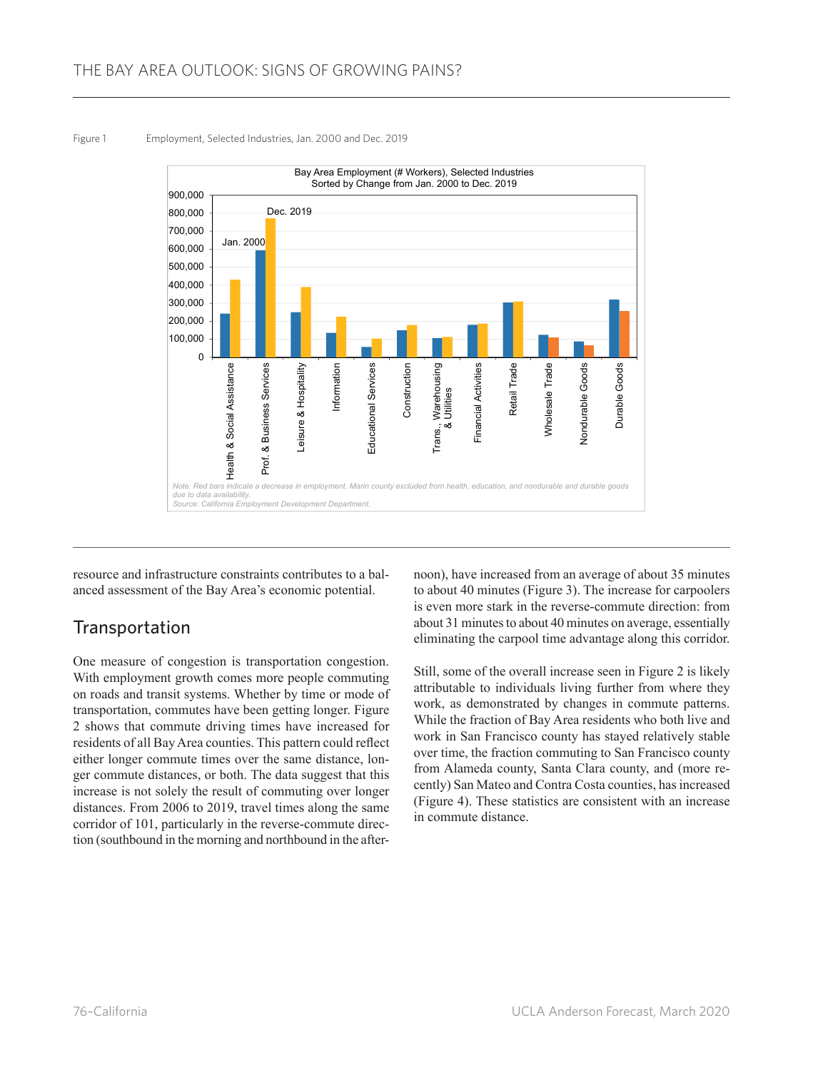Figure 1 Employment, Selected Industries, Jan. 2000 and Dec. 2019

Bay Area Employment (# Workers), Selected Industries
Sorted by Change from Jan. 2000 to Dec. 2019

Note: Red bars indicate a decrease in employment. Marin county excluded from health, education, and nondurable and durable goods due to data availability.
Source: California Employment Development Department.

resource and infrastructure constraints contributes to a balanced assessment of the Bay Area's economic potential.

## Transportation

One measure of congestion is transportation congestion. With employment growth comes more people commuting on roads and transit systems. Whether by time or mode of transportation, commutes have been getting longer. Figure 2 shows that commute driving times have increased for residents of all Bay Area counties. This pattern could reflect either longer commute times over the same distance, longer commute distances, or both. The data suggest that this increase is not solely the result of commuting over longer distances. From 2006 to 2019, travel times along the same corridor of 101, particularly in the reverse-commute direction (southbound in the morning and northbound in the afternoon), have increased from an average of about 35 minutes to about 40 minutes (Figure 3). The increase for carpoolers is even more stark in the reverse-commute direction: from about 31 minutes to about 40 minutes on average, essentially eliminating the carpool time advantage along this corridor.

Still, some of the overall increase seen in Figure 2 is likely attributable to individuals living further from where they work, as demonstrated by changes in commute patterns. While the fraction of Bay Area residents who both live and work in San Francisco county has stayed relatively stable over time, the fraction commuting to San Francisco county from Alameda county, Santa Clara county, and (more recently) San Mateo and Contra Costa counties, has increased (Figure 4). These statistics are consistent with an increase in commute distance.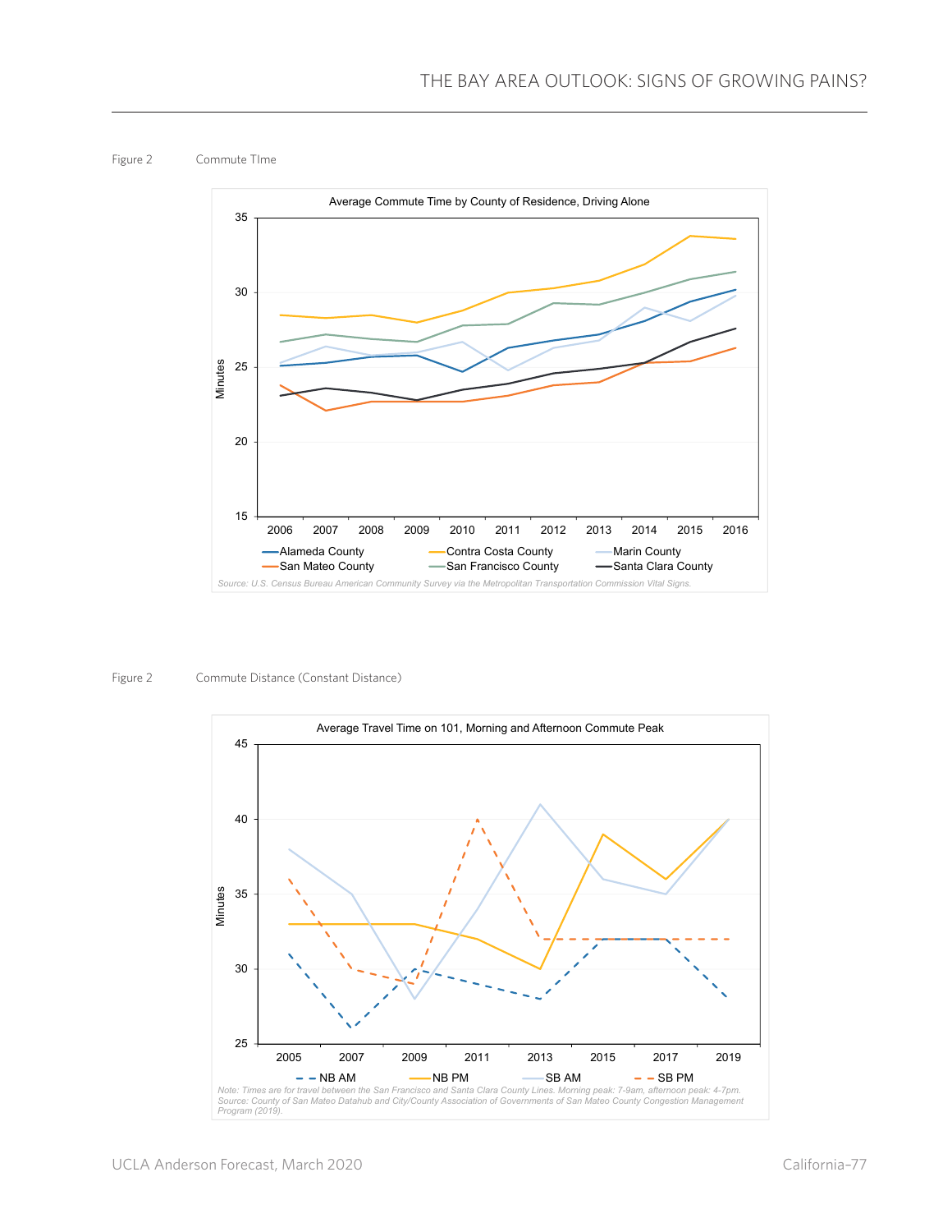Figure 2 Commute TIme

Average Commute Time by County of Residence, Driving Alone

Source: U.S. Census Bureau American Community Survey via the Metropolitan Transportation Commission Vital Signs.

Figure 2 Commute Distance (Constant Distance)

Average Travel Time on 101, Morning and Afternoon Commute Peak

Note: Times are for travel between the San Francisco and Santa Clara County Lines. Morning peak: 7-9am, afternoon peak: 4-7pm. Source: County of San Mateo Datahub and City/County Association of Governments of San Mateo County Congestion Management Program (2019).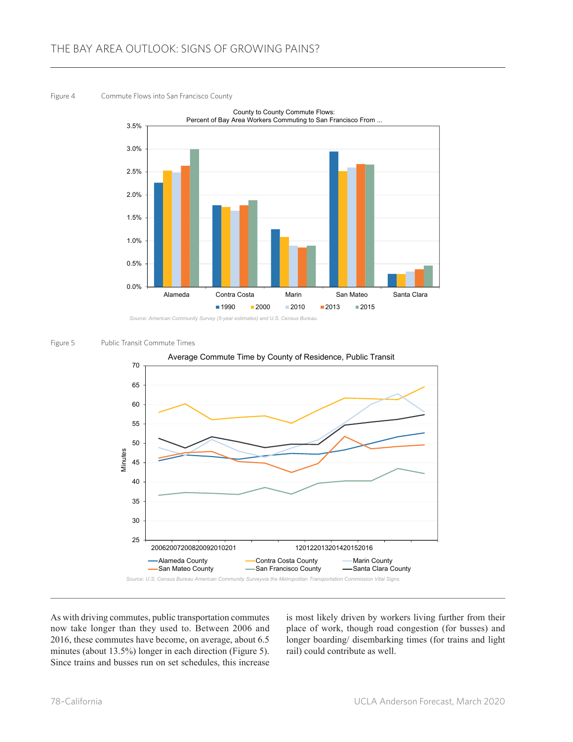Figure 4 Commute Flows into San Francisco County

Source: American Community Survey (5-year estimates) and U.S. Census Bureau.

Figure 5 Public Transit Commute Times

Source: U.S. Census Bureau American Community Surveyvia the Metropolitan Transportation Commission Vital Signs.

As with driving commutes, public transportation commutes now take longer than they used to. Between 2006 and 2016, these commutes have become, on average, about 6.5 minutes (about 13.5%) longer in each direction (Figure 5). Since trains and busses run on set schedules, this increase is most likely driven by workers living further from their place of work, though road congestion (for busses) and longer boarding/ disembarking times (for trains and light rail) could contribute as well.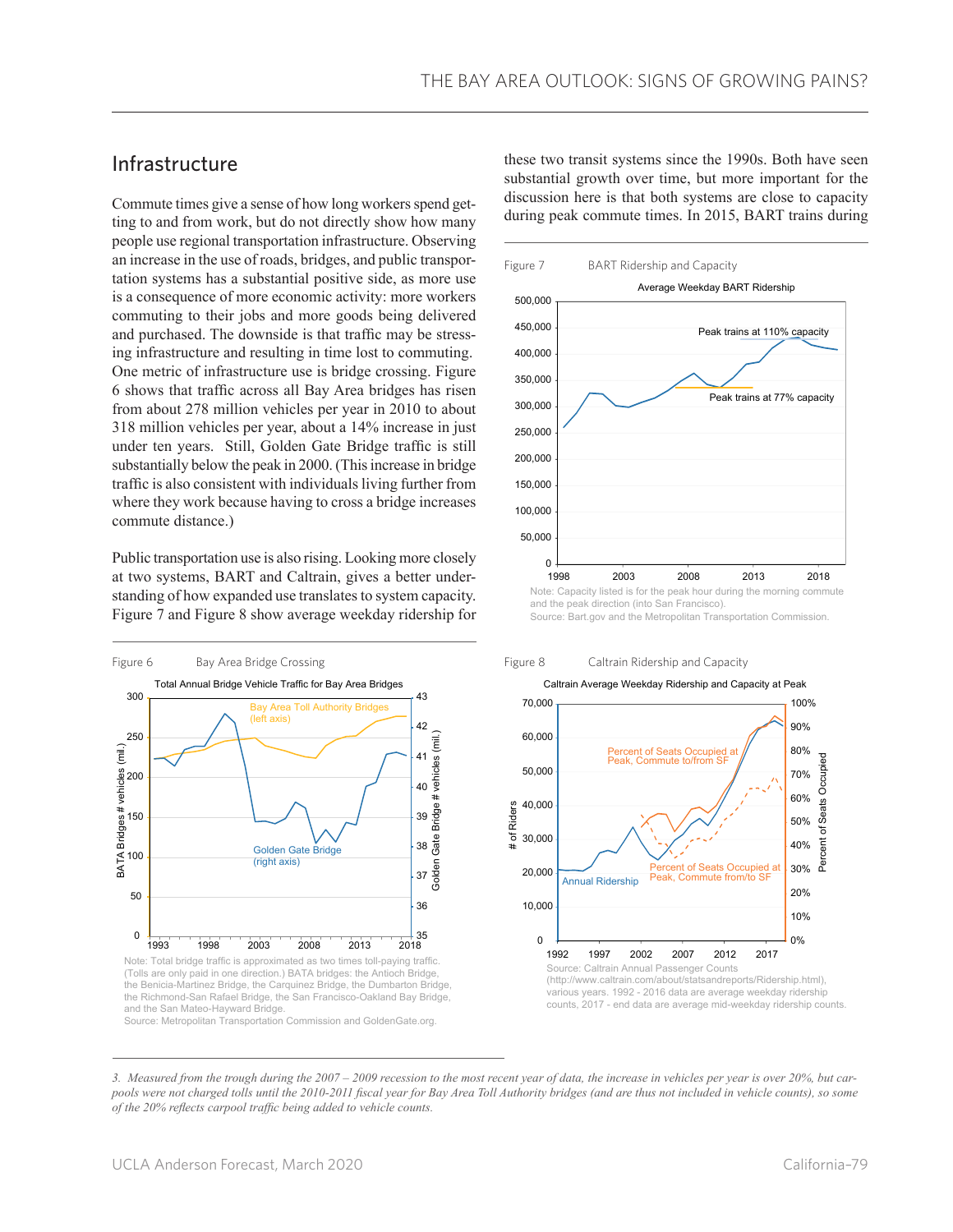## Infrastructure

Commute times give a sense of how long workers spend getting to and from work, but do not directly show how many people use regional transportation infrastructure. Observing an increase in the use of roads, bridges, and public transportation systems has a substantial positive side, as more use is a consequence of more economic activity: more workers commuting to their jobs and more goods being delivered and purchased. The downside is that traffic may be stressing infrastructure and resulting in time lost to commuting. One metric of infrastructure use is bridge crossing. Figure 6 shows that traffic across all Bay Area bridges has risen from about 278 million vehicles per year in 2010 to about 318 million vehicles per year, about a 14% increase in just under ten years. Still, Golden Gate Bridge traffic is still substantially below the peak in 2000. (This increase in bridge traffic is also consistent with individuals living further from where they work because having to cross a bridge increases commute distance.)

Public transportation use is also rising. Looking more closely at two systems, BART and Caltrain, gives a better understanding of how expanded use translates to system capacity. Figure 7 and Figure 8 show average weekday ridership for these two transit systems since the 1990s. Both have seen substantial growth over time, but more important for the discussion here is that both systems are close to capacity during peak commute times. In 2015, BART trains during

Figure 6 Bay Area Bridge Crossing

Total Annual Bridge Vehicle Traffic for Bay Area Bridges

Note: Total bridge traffic is approximated as two times toll-paying traffic. (Tolls are only paid in one direction.) BATA bridges: the Antioch Bridge, the Benicia-Martinez Bridge, the Carquinez Bridge, the Dumbarton Bridge, the Richmond-San Rafael Bridge, the San Francisco-Oakland Bay Bridge, and the San Mateo-Hayward Bridge.
Source: Metropolitan Transportation Commission and GoldenGate.org.

Figure 7 BART Ridership and Capacity

Average Weekday BART Ridership

Note: Capacity listed is for the peak hour during the morning commute and the peak direction (into San Francisco).
Source: Bart.gov and the Metropolitan Transportation Commission.

Figure 8 Caltrain Ridership and Capacity

Caltrain Average Weekday Ridership and Capacity at Peak

Source: Caltrain Annual Passenger Counts (http://www.caltrain.com/about/statsandreports/Ridership.html), various years. 1992 - 2016 data are average weekday ridership counts, 2017 - end data are average mid-weekday ridership counts.

---

3. *Measured from the trough during the 2007 – 2009 recession to the most recent year of data, the increase in vehicles per year is over 20%, but carpools were not charged tolls until the 2010-2011 fiscal year for Bay Area Toll Authority bridges (and are thus not included in vehicle counts), so some of the 20% reflects carpool traffic being added to vehicle counts.*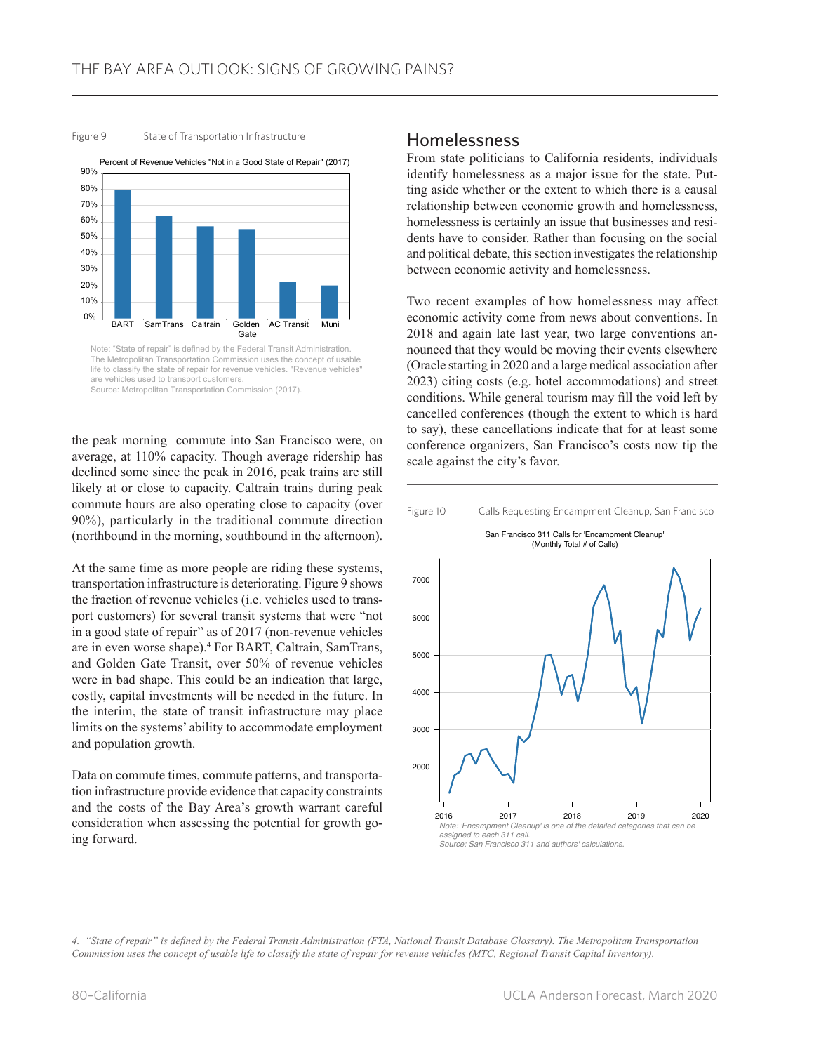Figure 9 State of Transportation Infrastructure

Note: "State of repair" is defined by the Federal Transit Administration. The Metropolitan Transportation Commission uses the concept of usable life to classify the state of repair for revenue vehicles. "Revenue vehicles" are vehicles used to transport customers.
Source: Metropolitan Transportation Commission (2017).

the peak morning commute into San Francisco were, on average, at 110% capacity. Though average ridership has declined some since the peak in 2016, peak trains are still likely at or close to capacity. Caltrain trains during peak commute hours are also operating close to capacity (over 90%), particularly in the traditional commute direction (northbound in the morning, southbound in the afternoon).

At the same time as more people are riding these systems, transportation infrastructure is deteriorating. Figure 9 shows the fraction of revenue vehicles (i.e. vehicles used to transport customers) for several transit systems that were "not in a good state of repair" as of 2017 (non-revenue vehicles are in even worse shape).[4] For BART, Caltrain, SamTrans, and Golden Gate Transit, over 50% of revenue vehicles were in bad shape. This could be an indication that large, costly, capital investments will be needed in the future. In the interim, the state of transit infrastructure may place limits on the systems' ability to accommodate employment and population growth.

Data on commute times, commute patterns, and transportation infrastructure provide evidence that capacity constraints and the costs of the Bay Area's growth warrant careful consideration when assessing the potential for growth going forward.

## Homelessness

From state politicians to California residents, individuals identify homelessness as a major issue for the state. Putting aside whether or the extent to which there is a causal relationship between economic growth and homelessness, homelessness is certainly an issue that businesses and residents have to consider. Rather than focusing on the social and political debate, this section investigates the relationship between economic activity and homelessness.

Two recent examples of how homelessness may affect economic activity come from news about conventions. In 2018 and again late last year, two large conventions announced that they would be moving their events elsewhere (Oracle starting in 2020 and a large medical association after 2023) citing costs (e.g. hotel accommodations) and street conditions. While general tourism may fill the void left by cancelled conferences (though the extent to which is hard to say), these cancellations indicate that for at least some conference organizers, San Francisco's costs now tip the scale against the city's favor.

Figure 10 Calls Requesting Encampment Cleanup, San Francisco

*Note: 'Encampment Cleanup' is one of the detailed categories that can be assigned to each 311 call.*
*Source: San Francisco 311 and authors' calculations.*

4. *"State of repair" is defined by the Federal Transit Administration (FTA, National Transit Database Glossary). The Metropolitan Transportation Commission uses the concept of usable life to classify the state of repair for revenue vehicles (MTC, Regional Transit Capital Inventory).*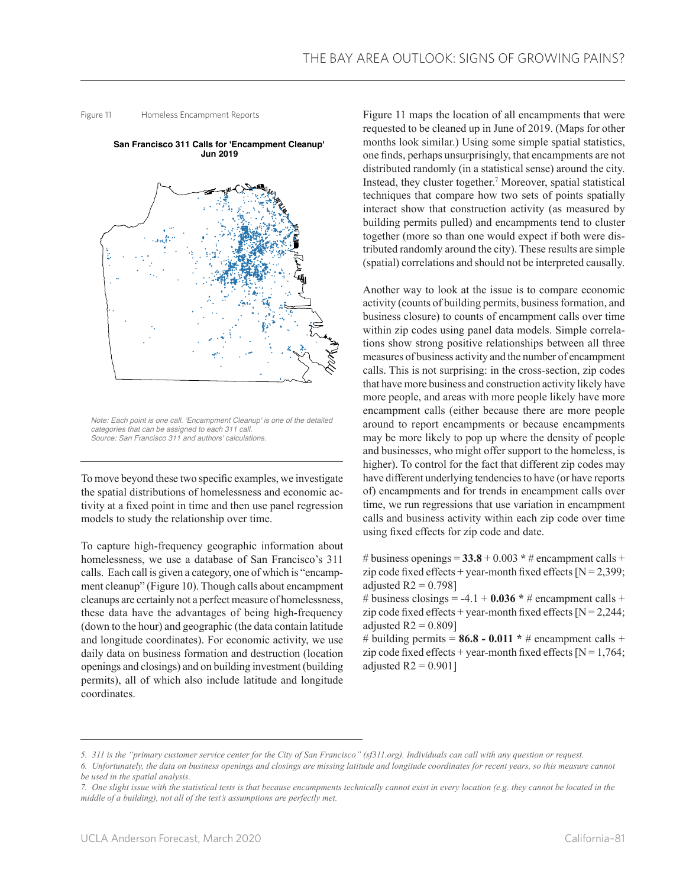Figure 11 Homeless Encampment Reports

**San Francisco 311 Calls for 'Encampment Cleanup' Jun 2019**

*Note: Each point is one call. 'Encampment Cleanup' is one of the detailed categories that can be assigned to each 311 call.*
*Source: San Francisco 311 and authors' calculations.*

To move beyond these two specific examples, we investigate the spatial distributions of homelessness and economic activity at a fixed point in time and then use panel regression models to study the relationship over time.

To capture high-frequency geographic information about homelessness, we use a database of San Francisco's 311 calls. Each call is given a category, one of which is "encampment cleanup" (Figure 10). Though calls about encampment cleanups are certainly not a perfect measure of homelessness, these data have the advantages of being high-frequency (down to the hour) and geographic (the data contain latitude and longitude coordinates). For economic activity, we use daily data on business formation and destruction (location openings and closings) and on building investment (building permits), all of which also include latitude and longitude coordinates.

Figure 11 maps the location of all encampments that were requested to be cleaned up in June of 2019. (Maps for other months look similar.) Using some simple spatial statistics, one finds, perhaps unsurprisingly, that encampments are not distributed randomly (in a statistical sense) around the city. Instead, they cluster together.[7] Moreover, spatial statistical techniques that compare how two sets of points spatially interact show that construction activity (as measured by building permits pulled) and encampments tend to cluster together (more so than one would expect if both were distributed randomly around the city). These results are simple (spatial) correlations and should not be interpreted causally.

Another way to look at the issue is to compare economic activity (counts of building permits, business formation, and business closure) to counts of encampment calls over time within zip codes using panel data models. Simple correlations show strong positive relationships between all three measures of business activity and the number of encampment calls. This is not surprising: in the cross-section, zip codes that have more business and construction activity likely have more people, and areas with more people likely have more encampment calls (either because there are more people around to report encampments or because encampments may be more likely to pop up where the density of people and businesses, who might offer support to the homeless, is higher). To control for the fact that different zip codes may have different underlying tendencies to have (or have reports of) encampments and for trends in encampment calls over time, we run regressions that use variation in encampment calls and business activity within each zip code over time using fixed effects for zip code and date.

# business openings = **33.8** + 0.003 * # encampment calls + zip code fixed effects + year-month fixed effects [N = 2,399; adjusted R2 = 0.798]
# business closings = -4.1 + **0.036** * # encampment calls + zip code fixed effects + year-month fixed effects [N = 2,244; adjusted R2 = 0.809]
# building permits = **86.8** - **0.011** * # encampment calls + zip code fixed effects + year-month fixed effects [N = 1,764; adjusted R2 = 0.901]

---

*5. 311 is the "primary customer service center for the City of San Francisco" (sf311.org). Individuals can call with any question or request.*

*6. Unfortunately, the data on business openings and closings are missing latitude and longitude coordinates for recent years, so this measure cannot be used in the spatial analysis.*

*7. One slight issue with the statistical tests is that because encampments technically cannot exist in every location (e.g. they cannot be located in the middle of a building), not all of the test's assumptions are perfectly met.*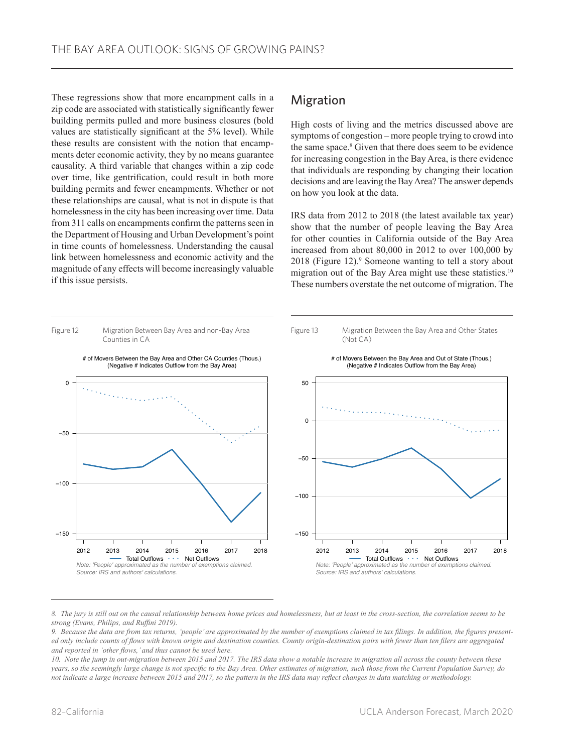These regressions show that more encampment calls in a zip code are associated with statistically significantly fewer building permits pulled and more business closures (bold values are statistically significant at the 5% level). While these results are consistent with the notion that encampments deter economic activity, they by no means guarantee causality. A third variable that changes within a zip code over time, like gentrification, could result in both more building permits and fewer encampments. Whether or not these relationships are causal, what is not in dispute is that homelessness in the city has been increasing over time. Data from 311 calls on encampments confirm the patterns seen in the Department of Housing and Urban Development's point in time counts of homelessness. Understanding the causal link between homelessness and economic activity and the magnitude of any effects will become increasingly valuable if this issue persists.

## Migration

High costs of living and the metrics discussed above are symptoms of congestion – more people trying to crowd into the same space.[8] Given that there does seem to be evidence for increasing congestion in the Bay Area, is there evidence that individuals are responding by changing their location decisions and are leaving the Bay Area? The answer depends on how you look at the data.

IRS data from 2012 to 2018 (the latest available tax year) show that the number of people leaving the Bay Area for other counties in California outside of the Bay Area increased from about 80,000 in 2012 to over 100,000 by 2018 (Figure 12).[9] Someone wanting to tell a story about migration out of the Bay Area might use these statistics.[10] These numbers overstate the net outcome of migration. The

Figure 12 Migration Between Bay Area and non-Bay Area Counties in CA

# of Movers Between the Bay Area and Other CA Counties (Thous.) (Negative # Indicates Outflow from the Bay Area)

Total Outflows · · · Net Outflows

*Note: 'People' approximated as the number of exemptions claimed.*
*Source: IRS and authors' calculations.*

Figure 13 Migration Between the Bay Area and Other States (Not CA)

# of Movers Between the Bay Area and Out of State (Thous.) (Negative # Indicates Outflow from the Bay Area)

Total Outflows · · · Net Outflows

*Note: 'People' approximated as the number of exemptions claimed.*
*Source: IRS and authors' calculations.*

*8. The jury is still out on the causal relationship between home prices and homelessness, but at least in the cross-section, the correlation seems to be strong (Evans, Philips, and Ruffini 2019).*

*9. Because the data are from tax returns, 'people' are approximated by the number of exemptions claimed in tax filings. In addition, the figures presented only include counts of flows with known origin and destination counties. County origin-destination pairs with fewer than ten filers are aggregated and reported in 'other flows,' and thus cannot be used here.*

*10. Note the jump in out-migration between 2015 and 2017. The IRS data show a notable increase in migration all across the county between these years, so the seemingly large change is not specific to the Bay Area. Other estimates of migration, such those from the Current Population Survey, do not indicate a large increase between 2015 and 2017, so the pattern in the IRS data may reflect changes in data matching or methodology.*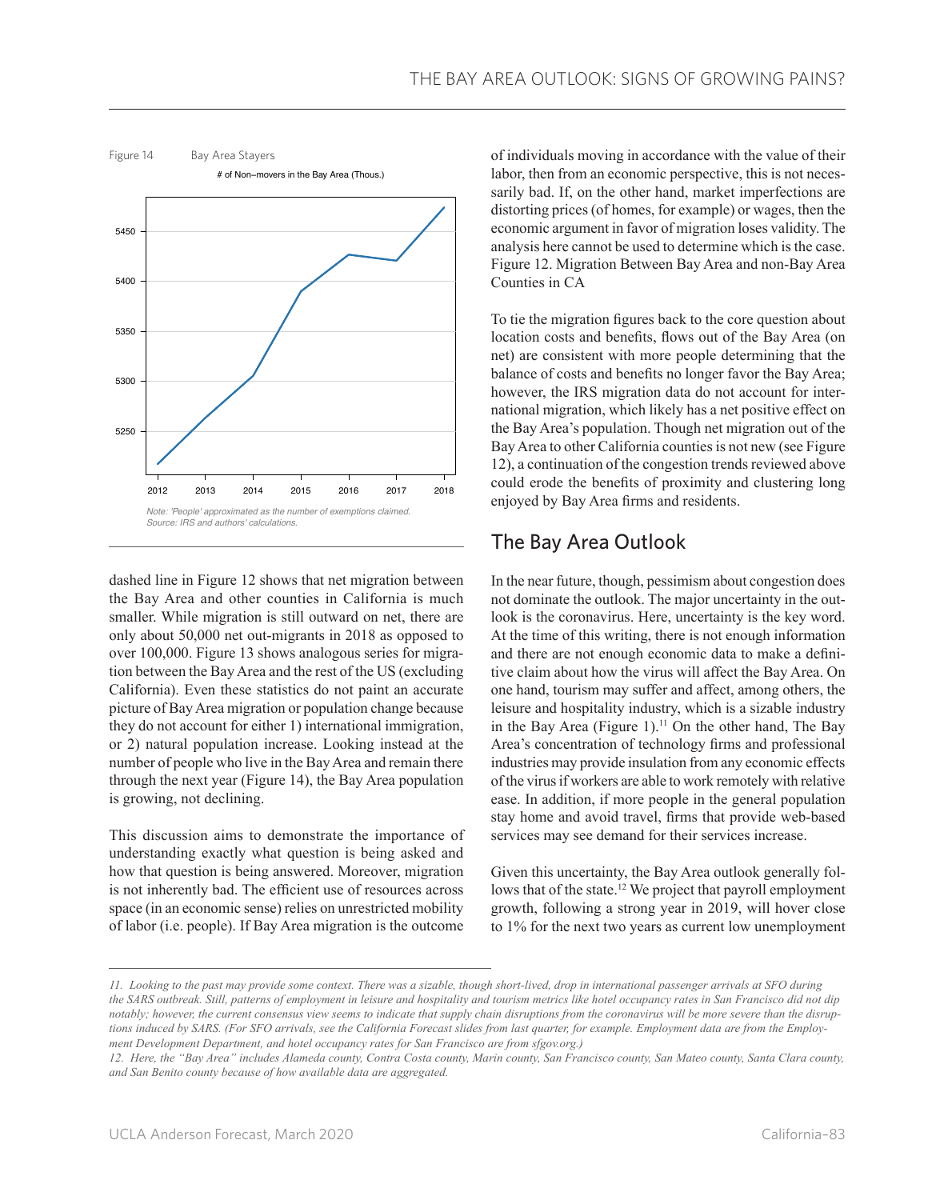Figure 14 Bay Area Stayers

# of Non–movers in the Bay Area (Thous.)

Note: 'People' approximated as the number of exemptions claimed.
Source: IRS and authors' calculations.

dashed line in Figure 12 shows that net migration between the Bay Area and other counties in California is much smaller. While migration is still outward on net, there are only about 50,000 net out-migrants in 2018 as opposed to over 100,000. Figure 13 shows analogous series for migration between the Bay Area and the rest of the US (excluding California). Even these statistics do not paint an accurate picture of Bay Area migration or population change because they do not account for either 1) international immigration, or 2) natural population increase. Looking instead at the number of people who live in the Bay Area and remain there through the next year (Figure 14), the Bay Area population is growing, not declining.

This discussion aims to demonstrate the importance of understanding exactly what question is being asked and how that question is being answered. Moreover, migration is not inherently bad. The efficient use of resources across space (in an economic sense) relies on unrestricted mobility of labor (i.e. people). If Bay Area migration is the outcome of individuals moving in accordance with the value of their labor, then from an economic perspective, this is not necessarily bad. If, on the other hand, market imperfections are distorting prices (of homes, for example) or wages, then the economic argument in favor of migration loses validity. The analysis here cannot be used to determine which is the case. Figure 12. Migration Between Bay Area and non-Bay Area Counties in CA

To tie the migration figures back to the core question about location costs and benefits, flows out of the Bay Area (on net) are consistent with more people determining that the balance of costs and benefits no longer favor the Bay Area; however, the IRS migration data do not account for international migration, which likely has a net positive effect on the Bay Area's population. Though net migration out of the Bay Area to other California counties is not new (see Figure 12), a continuation of the congestion trends reviewed above could erode the benefits of proximity and clustering long enjoyed by Bay Area firms and residents.

## The Bay Area Outlook

In the near future, though, pessimism about congestion does not dominate the outlook. The major uncertainty in the outlook is the coronavirus. Here, uncertainty is the key word. At the time of this writing, there is not enough information and there are not enough economic data to make a definitive claim about how the virus will affect the Bay Area. On one hand, tourism may suffer and affect, among others, the leisure and hospitality industry, which is a sizable industry in the Bay Area (Figure 1).[11] On the other hand, The Bay Area's concentration of technology firms and professional industries may provide insulation from any economic effects of the virus if workers are able to work remotely with relative ease. In addition, if more people in the general population stay home and avoid travel, firms that provide web-based services may see demand for their services increase.

Given this uncertainty, the Bay Area outlook generally follows that of the state.[12] We project that payroll employment growth, following a strong year in 2019, will hover close to 1% for the next two years as current low unemployment

---

*11. Looking to the past may provide some context. There was a sizable, though short-lived, drop in international passenger arrivals at SFO during the SARS outbreak. Still, patterns of employment in leisure and hospitality and tourism metrics like hotel occupancy rates in San Francisco did not dip notably; however, the current consensus view seems to indicate that supply chain disruptions from the coronavirus will be more severe than the disruptions induced by SARS. (For SFO arrivals, see the California Forecast slides from last quarter, for example. Employment data are from the Employment Development Department, and hotel occupancy rates for San Francisco are from sfgov.org.)*

*12. Here, the "Bay Area" includes Alameda county, Contra Costa county, Marin county, San Francisco county, San Mateo county, Santa Clara county, and San Benito county because of how available data are aggregated.*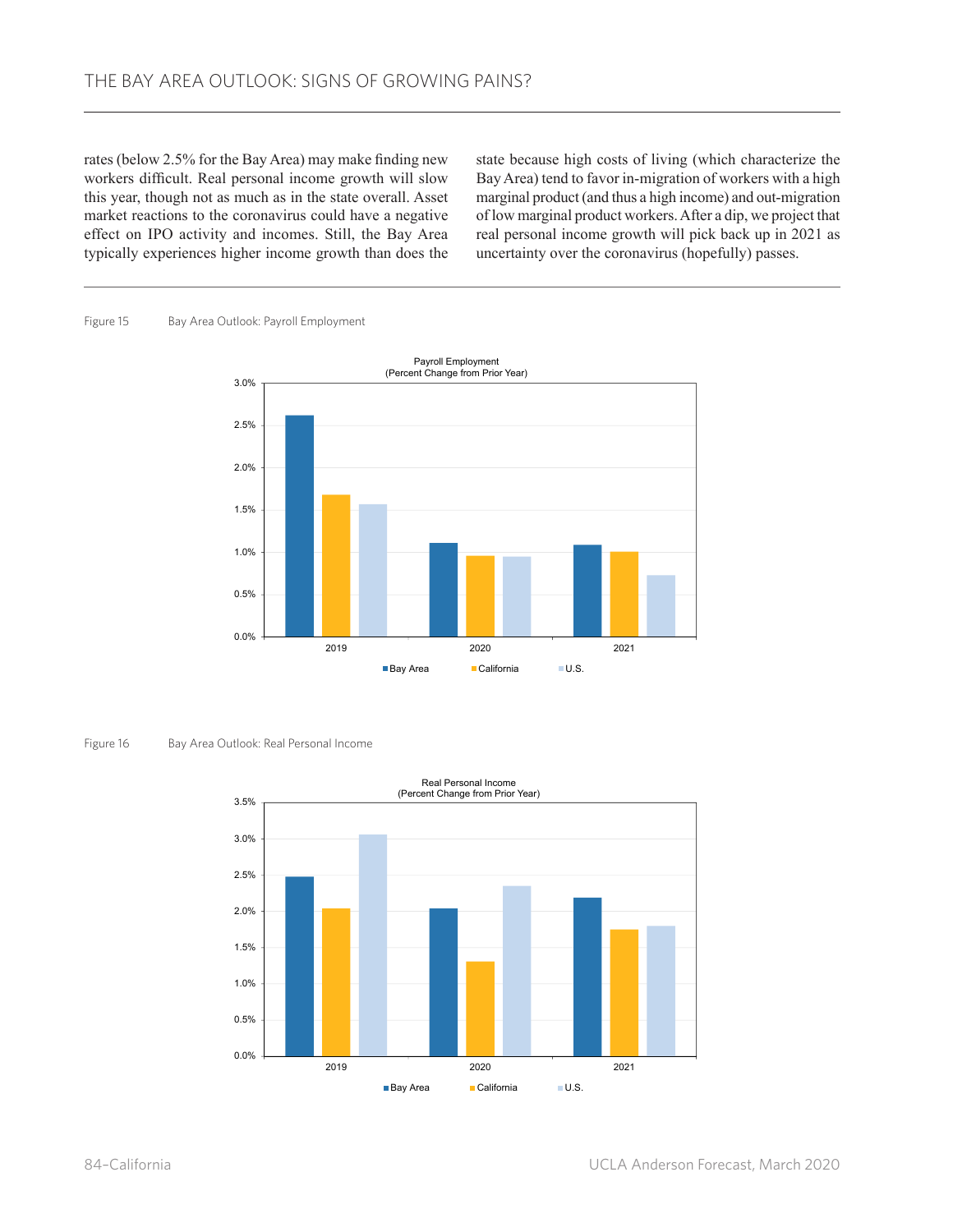rates (below 2.5% for the Bay Area) may make finding new workers difficult. Real personal income growth will slow this year, though not as much as in the state overall. Asset market reactions to the coronavirus could have a negative effect on IPO activity and incomes. Still, the Bay Area typically experiences higher income growth than does the state because high costs of living (which characterize the Bay Area) tend to favor in-migration of workers with a high marginal product (and thus a high income) and out-migration of low marginal product workers. After a dip, we project that real personal income growth will pick back up in 2021 as uncertainty over the coronavirus (hopefully) passes.

Figure 15 Bay Area Outlook: Payroll Employment

Payroll Employment
(Percent Change from Prior Year)

| Year | Bay Area | California | U.S. |
|---|---|---|---|
| 2019 | 2.6% | 1.7% | 1.6% |
| 2020 | 1.1% | 1.0% | 1.0% |
| 2021 | 1.1% | 1.0% | 0.7% |

Figure 16 Bay Area Outlook: Real Personal Income

Real Personal Income
(Percent Change from Prior Year)

| Year | Bay Area | California | U.S. |
|---|---|---|---|
| 2019 | 2.5% | 2.0% | 3.1% |
| 2020 | 2.0% | 1.3% | 2.4% |
| 2021 | 2.2% | 1.8% | 1.8% |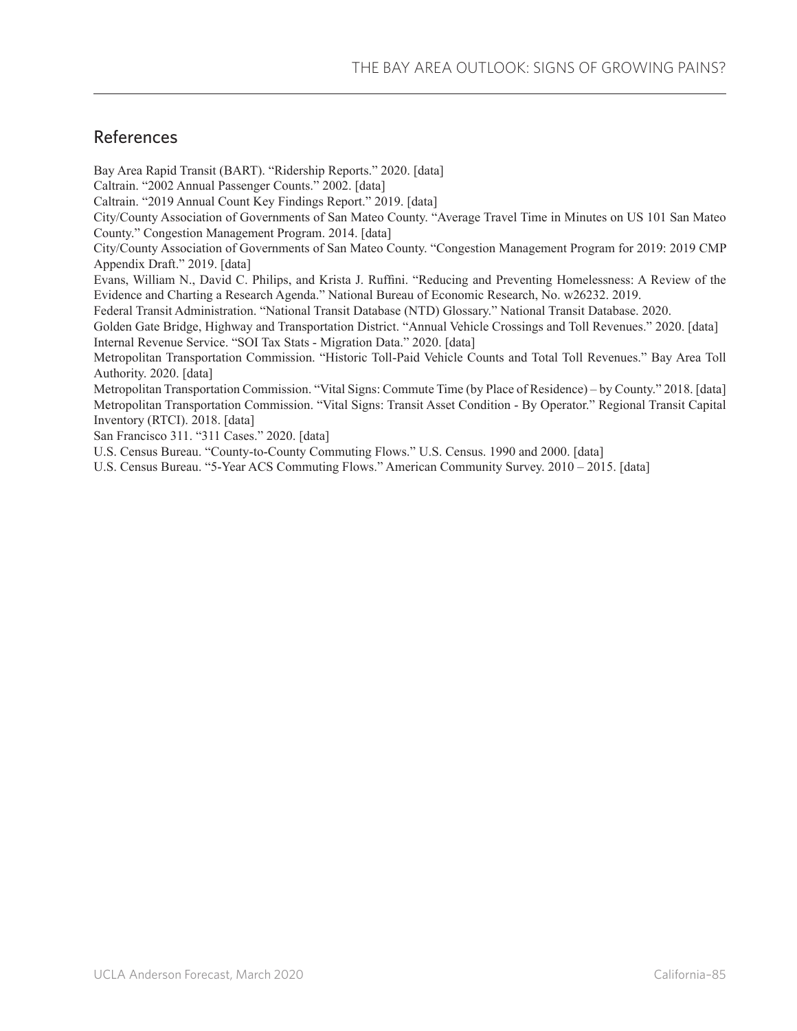## References

Bay Area Rapid Transit (BART). "Ridership Reports." 2020. [data]

Caltrain. "2002 Annual Passenger Counts." 2002. [data]

Caltrain. "2019 Annual Count Key Findings Report." 2019. [data]

City/County Association of Governments of San Mateo County. "Average Travel Time in Minutes on US 101 San Mateo County." Congestion Management Program. 2014. [data]

City/County Association of Governments of San Mateo County. "Congestion Management Program for 2019: 2019 CMP Appendix Draft." 2019. [data]

Evans, William N., David C. Philips, and Krista J. Ruffini. "Reducing and Preventing Homelessness: A Review of the Evidence and Charting a Research Agenda." National Bureau of Economic Research, No. w26232. 2019.

Federal Transit Administration. "National Transit Database (NTD) Glossary." National Transit Database. 2020.

Golden Gate Bridge, Highway and Transportation District. "Annual Vehicle Crossings and Toll Revenues." 2020. [data]

Internal Revenue Service. "SOI Tax Stats - Migration Data." 2020. [data]

Metropolitan Transportation Commission. "Historic Toll-Paid Vehicle Counts and Total Toll Revenues." Bay Area Toll Authority. 2020. [data]

Metropolitan Transportation Commission. "Vital Signs: Commute Time (by Place of Residence) – by County." 2018. [data]

Metropolitan Transportation Commission. "Vital Signs: Transit Asset Condition - By Operator." Regional Transit Capital Inventory (RTCI). 2018. [data]

San Francisco 311. "311 Cases." 2020. [data]

U.S. Census Bureau. "County-to-County Commuting Flows." U.S. Census. 1990 and 2000. [data]

U.S. Census Bureau. "5-Year ACS Commuting Flows." American Community Survey. 2010 – 2015. [data]